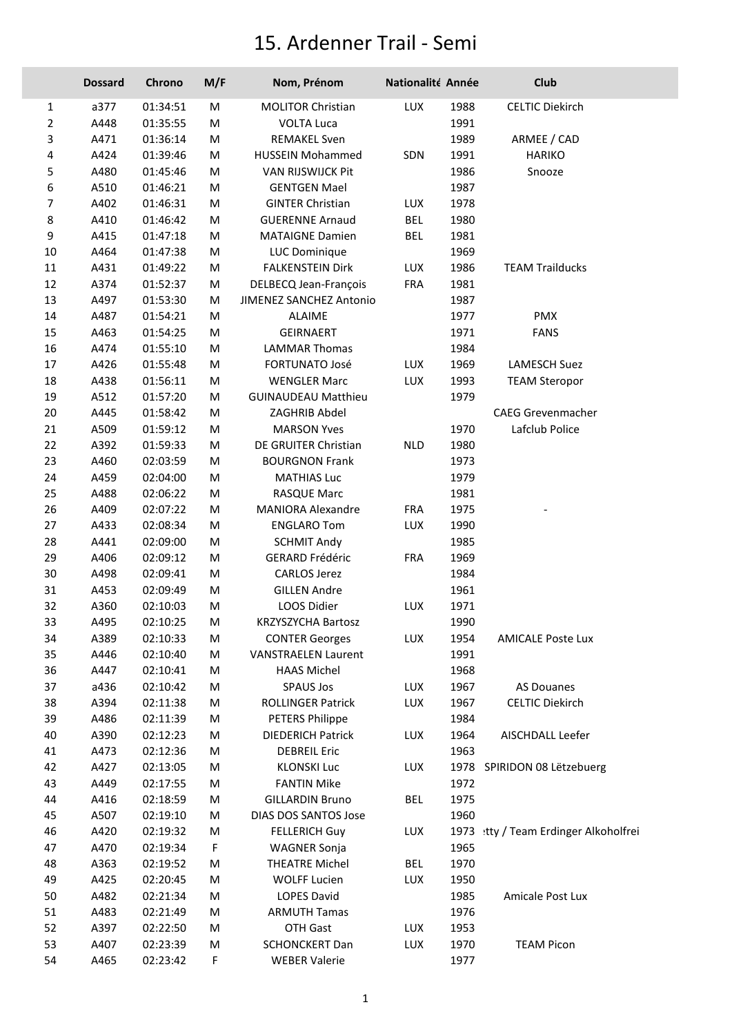# 15. Ardenner Trail - Semi

| | Dossard | Chrono | M/F | Nom, Prénom | Nationalité | Année | Club |
|---|---|---|---|---|---|---|---|
| 1 | a377 | 01:34:51 | M | MOLITOR Christian | LUX | 1988 | CELTIC Diekirch |
| 2 | A448 | 01:35:55 | M | VOLTA Luca | | 1991 | |
| 3 | A471 | 01:36:14 | M | REMAKEL Sven | | 1989 | ARMEE / CAD |
| 4 | A424 | 01:39:46 | M | HUSSEIN Mohammed | SDN | 1991 | HARIKO |
| 5 | A480 | 01:45:46 | M | VAN RIJSWIJCK Pit | | 1986 | Snooze |
| 6 | A510 | 01:46:21 | M | GENTGEN Mael | | 1987 | |
| 7 | A402 | 01:46:31 | M | GINTER Christian | LUX | 1978 | |
| 8 | A410 | 01:46:42 | M | GUERENNE Arnaud | BEL | 1980 | |
| 9 | A415 | 01:47:18 | M | MATAIGNE Damien | BEL | 1981 | |
| 10 | A464 | 01:47:38 | M | LUC Dominique | | 1969 | |
| 11 | A431 | 01:49:22 | M | FALKENSTEIN Dirk | LUX | 1986 | TEAM Trailducks |
| 12 | A374 | 01:52:37 | M | DELBECQ Jean-François | FRA | 1981 | |
| 13 | A497 | 01:53:30 | M | JIMENEZ SANCHEZ Antonio | | 1987 | |
| 14 | A487 | 01:54:21 | M | ALAIME | | 1977 | PMX |
| 15 | A463 | 01:54:25 | M | GEIRNAERT | | 1971 | FANS |
| 16 | A474 | 01:55:10 | M | LAMMAR Thomas | | 1984 | |
| 17 | A426 | 01:55:48 | M | FORTUNATO José | LUX | 1969 | LAMESCH Suez |
| 18 | A438 | 01:56:11 | M | WENGLER Marc | LUX | 1993 | TEAM Steropor |
| 19 | A512 | 01:57:20 | M | GUINAUDEAU Matthieu | | 1979 | |
| 20 | A445 | 01:58:42 | M | ZAGHRIB Abdel | | | CAEG Grevenmacher |
| 21 | A509 | 01:59:12 | M | MARSON Yves | | 1970 | Lafclub Police |
| 22 | A392 | 01:59:33 | M | DE GRUITER Christian | NLD | 1980 | |
| 23 | A460 | 02:03:59 | M | BOURGNON Frank | | 1973 | |
| 24 | A459 | 02:04:00 | M | MATHIAS Luc | | 1979 | |
| 25 | A488 | 02:06:22 | M | RASQUE Marc | | 1981 | |
| 26 | A409 | 02:07:22 | M | MANIORA Alexandre | FRA | 1975 | - |
| 27 | A433 | 02:08:34 | M | ENGLARO Tom | LUX | 1990 | |
| 28 | A441 | 02:09:00 | M | SCHMIT Andy | | 1985 | |
| 29 | A406 | 02:09:12 | M | GERARD Frédéric | FRA | 1969 | |
| 30 | A498 | 02:09:41 | M | CARLOS Jerez | | 1984 | |
| 31 | A453 | 02:09:49 | M | GILLEN Andre | | 1961 | |
| 32 | A360 | 02:10:03 | M | LOOS Didier | LUX | 1971 | |
| 33 | A495 | 02:10:25 | M | KRZYSZYCHA Bartosz | | 1990 | |
| 34 | A389 | 02:10:33 | M | CONTER Georges | LUX | 1954 | AMICALE Poste Lux |
| 35 | A446 | 02:10:40 | M | VANSTRAELEN Laurent | | 1991 | |
| 36 | A447 | 02:10:41 | M | HAAS Michel | | 1968 | |
| 37 | a436 | 02:10:42 | M | SPAUS Jos | LUX | 1967 | AS Douanes |
| 38 | A394 | 02:11:38 | M | ROLLINGER Patrick | LUX | 1967 | CELTIC Diekirch |
| 39 | A486 | 02:11:39 | M | PETERS Philippe | | 1984 | |
| 40 | A390 | 02:12:23 | M | DIEDERICH Patrick | LUX | 1964 | AISCHDALL Leefer |
| 41 | A473 | 02:12:36 | M | DEBREIL Eric | | 1963 | |
| 42 | A427 | 02:13:05 | M | KLONSKI Luc | LUX | 1978 | SPIRIDON 08 Lëtzebuerg |
| 43 | A449 | 02:17:55 | M | FANTIN Mike | | 1972 | |
| 44 | A416 | 02:18:59 | M | GILLARDIN Bruno | BEL | 1975 | |
| 45 | A507 | 02:19:10 | M | DIAS DOS SANTOS Jose | | 1960 | |
| 46 | A420 | 02:19:32 | M | FELLERICH Guy | LUX | 1973 | :tty / Team Erdinger Alkoholfrei |
| 47 | A470 | 02:19:34 | F | WAGNER Sonja | | 1965 | |
| 48 | A363 | 02:19:52 | M | THEATRE Michel | BEL | 1970 | |
| 49 | A425 | 02:20:45 | M | WOLFF Lucien | LUX | 1950 | |
| 50 | A482 | 02:21:34 | M | LOPES David | | 1985 | Amicale Post Lux |
| 51 | A483 | 02:21:49 | M | ARMUTH Tamas | | 1976 | |
| 52 | A397 | 02:22:50 | M | OTH Gast | LUX | 1953 | |
| 53 | A407 | 02:23:39 | M | SCHONCKERT Dan | LUX | 1970 | TEAM Picon |
| 54 | A465 | 02:23:42 | F | WEBER Valerie | | 1977 | |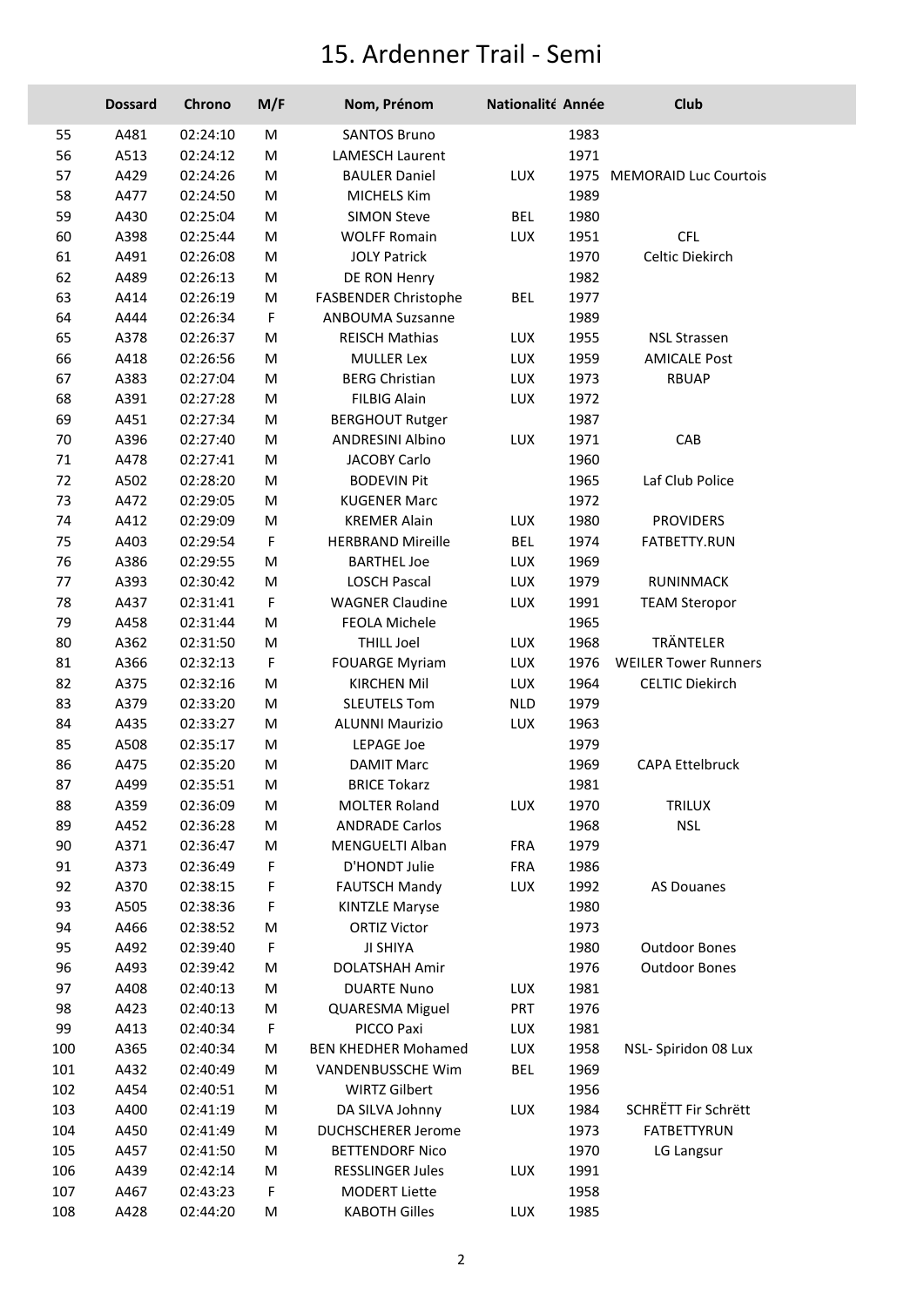# 15. Ardenner Trail - Semi

| | Dossard | Chrono | M/F | Nom, Prénom | Nationalité | Année | Club |
|---|---|---|---|---|---|---|---|
| 55 | A481 | 02:24:10 | M | SANTOS Bruno | | 1983 | |
| 56 | A513 | 02:24:12 | M | LAMESCH Laurent | | 1971 | |
| 57 | A429 | 02:24:26 | M | BAULER Daniel | LUX | 1975 | MEMORAID Luc Courtois |
| 58 | A477 | 02:24:50 | M | MICHELS Kim | | 1989 | |
| 59 | A430 | 02:25:04 | M | SIMON Steve | BEL | 1980 | |
| 60 | A398 | 02:25:44 | M | WOLFF Romain | LUX | 1951 | CFL |
| 61 | A491 | 02:26:08 | M | JOLY Patrick | | 1970 | Celtic Diekirch |
| 62 | A489 | 02:26:13 | M | DE RON Henry | | 1982 | |
| 63 | A414 | 02:26:19 | M | FASBENDER Christophe | BEL | 1977 | |
| 64 | A444 | 02:26:34 | F | ANBOUMA Suzsanne | | 1989 | |
| 65 | A378 | 02:26:37 | M | REISCH Mathias | LUX | 1955 | NSL Strassen |
| 66 | A418 | 02:26:56 | M | MULLER Lex | LUX | 1959 | AMICALE Post |
| 67 | A383 | 02:27:04 | M | BERG Christian | LUX | 1973 | RBUAP |
| 68 | A391 | 02:27:28 | M | FILBIG Alain | LUX | 1972 | |
| 69 | A451 | 02:27:34 | M | BERGHOUT Rutger | | 1987 | |
| 70 | A396 | 02:27:40 | M | ANDRESINI Albino | LUX | 1971 | CAB |
| 71 | A478 | 02:27:41 | M | JACOBY Carlo | | 1960 | |
| 72 | A502 | 02:28:20 | M | BODEVIN Pit | | 1965 | Laf Club Police |
| 73 | A472 | 02:29:05 | M | KUGENER Marc | | 1972 | |
| 74 | A412 | 02:29:09 | M | KREMER Alain | LUX | 1980 | PROVIDERS |
| 75 | A403 | 02:29:54 | F | HERBRAND Mireille | BEL | 1974 | FATBETTY.RUN |
| 76 | A386 | 02:29:55 | M | BARTHEL Joe | LUX | 1969 | |
| 77 | A393 | 02:30:42 | M | LOSCH Pascal | LUX | 1979 | RUNINMACK |
| 78 | A437 | 02:31:41 | F | WAGNER Claudine | LUX | 1991 | TEAM Steropor |
| 79 | A458 | 02:31:44 | M | FEOLA Michele | | 1965 | |
| 80 | A362 | 02:31:50 | M | THILL Joel | LUX | 1968 | TRÄNTELER |
| 81 | A366 | 02:32:13 | F | FOUARGE Myriam | LUX | 1976 | WEILER Tower Runners |
| 82 | A375 | 02:32:16 | M | KIRCHEN Mil | LUX | 1964 | CELTIC Diekirch |
| 83 | A379 | 02:33:20 | M | SLEUTELS Tom | NLD | 1979 | |
| 84 | A435 | 02:33:27 | M | ALUNNI Maurizio | LUX | 1963 | |
| 85 | A508 | 02:35:17 | M | LEPAGE Joe | | 1979 | |
| 86 | A475 | 02:35:20 | M | DAMIT Marc | | 1969 | CAPA Ettelbruck |
| 87 | A499 | 02:35:51 | M | BRICE Tokarz | | 1981 | |
| 88 | A359 | 02:36:09 | M | MOLTER Roland | LUX | 1970 | TRILUX |
| 89 | A452 | 02:36:28 | M | ANDRADE Carlos | | 1968 | NSL |
| 90 | A371 | 02:36:47 | M | MENGUELTI Alban | FRA | 1979 | |
| 91 | A373 | 02:36:49 | F | D'HONDT Julie | FRA | 1986 | |
| 92 | A370 | 02:38:15 | F | FAUTSCH Mandy | LUX | 1992 | AS Douanes |
| 93 | A505 | 02:38:36 | F | KINTZLE Maryse | | 1980 | |
| 94 | A466 | 02:38:52 | M | ORTIZ Victor | | 1973 | |
| 95 | A492 | 02:39:40 | F | JI SHIYA | | 1980 | Outdoor Bones |
| 96 | A493 | 02:39:42 | M | DOLATSHAH Amir | | 1976 | Outdoor Bones |
| 97 | A408 | 02:40:13 | M | DUARTE Nuno | LUX | 1981 | |
| 98 | A423 | 02:40:13 | M | QUARESMA Miguel | PRT | 1976 | |
| 99 | A413 | 02:40:34 | F | PICCO Paxi | LUX | 1981 | |
| 100 | A365 | 02:40:34 | M | BEN KHEDHER Mohamed | LUX | 1958 | NSL- Spiridon 08 Lux |
| 101 | A432 | 02:40:49 | M | VANDENBUSSCHE Wim | BEL | 1969 | |
| 102 | A454 | 02:40:51 | M | WIRTZ Gilbert | | 1956 | |
| 103 | A400 | 02:41:19 | M | DA SILVA Johnny | LUX | 1984 | SCHRËTT Fir Schrëtt |
| 104 | A450 | 02:41:49 | M | DUCHSCHERER Jerome | | 1973 | FATBETTYRUN |
| 105 | A457 | 02:41:50 | M | BETTENDORF Nico | | 1970 | LG Langsur |
| 106 | A439 | 02:42:14 | M | RESSLINGER Jules | LUX | 1991 | |
| 107 | A467 | 02:43:23 | F | MODERT Liette | | 1958 | |
| 108 | A428 | 02:44:20 | M | KABOTH Gilles | LUX | 1985 | |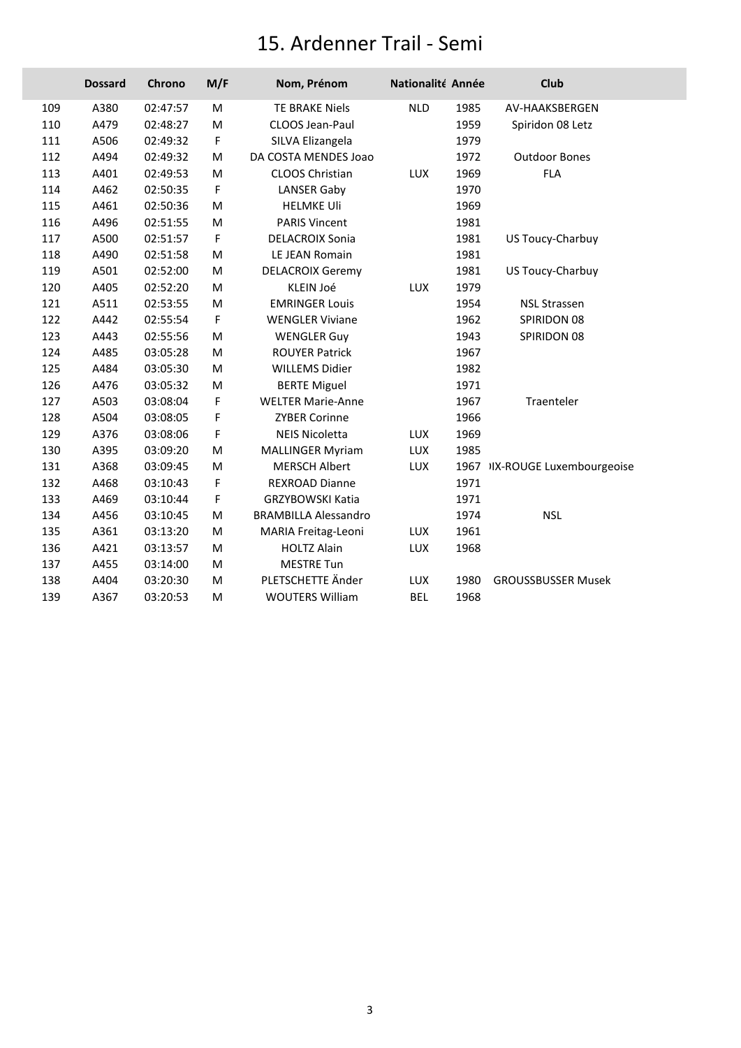# 15. Ardenner Trail - Semi

| | Dossard | Chrono | M/F | Nom, Prénom | Nationalité | Année | Club |
|---|---|---|---|---|---|---|---|
| 109 | A380 | 02:47:57 | M | TE BRAKE Niels | NLD | 1985 | AV-HAAKSBERGEN |
| 110 | A479 | 02:48:27 | M | CLOOS Jean-Paul | | 1959 | Spiridon 08 Letz |
| 111 | A506 | 02:49:32 | F | SILVA Elizangela | | 1979 | |
| 112 | A494 | 02:49:32 | M | DA COSTA MENDES Joao | | 1972 | Outdoor Bones |
| 113 | A401 | 02:49:53 | M | CLOOS Christian | LUX | 1969 | FLA |
| 114 | A462 | 02:50:35 | F | LANSER Gaby | | 1970 | |
| 115 | A461 | 02:50:36 | M | HELMKE Uli | | 1969 | |
| 116 | A496 | 02:51:55 | M | PARIS Vincent | | 1981 | |
| 117 | A500 | 02:51:57 | F | DELACROIX Sonia | | 1981 | US Toucy-Charbuy |
| 118 | A490 | 02:51:58 | M | LE JEAN Romain | | 1981 | |
| 119 | A501 | 02:52:00 | M | DELACROIX Geremy | | 1981 | US Toucy-Charbuy |
| 120 | A405 | 02:52:20 | M | KLEIN Joé | LUX | 1979 | |
| 121 | A511 | 02:53:55 | M | EMRINGER Louis | | 1954 | NSL Strassen |
| 122 | A442 | 02:55:54 | F | WENGLER Viviane | | 1962 | SPIRIDON 08 |
| 123 | A443 | 02:55:56 | M | WENGLER Guy | | 1943 | SPIRIDON 08 |
| 124 | A485 | 03:05:28 | M | ROUYER Patrick | | 1967 | |
| 125 | A484 | 03:05:30 | M | WILLEMS Didier | | 1982 | |
| 126 | A476 | 03:05:32 | M | BERTE Miguel | | 1971 | |
| 127 | A503 | 03:08:04 | F | WELTER Marie-Anne | | 1967 | Traenteler |
| 128 | A504 | 03:08:05 | F | ZYBER Corinne | | 1966 | |
| 129 | A376 | 03:08:06 | F | NEIS Nicoletta | LUX | 1969 | |
| 130 | A395 | 03:09:20 | M | MALLINGER Myriam | LUX | 1985 | |
| 131 | A368 | 03:09:45 | M | MERSCH Albert | LUX | 1967 | IX-ROUGE Luxembourgeoise |
| 132 | A468 | 03:10:43 | F | REXROAD Dianne | | 1971 | |
| 133 | A469 | 03:10:44 | F | GRZYBOWSKI Katia | | 1971 | |
| 134 | A456 | 03:10:45 | M | BRAMBILLA Alessandro | | 1974 | NSL |
| 135 | A361 | 03:13:20 | M | MARIA Freitag-Leoni | LUX | 1961 | |
| 136 | A421 | 03:13:57 | M | HOLTZ Alain | LUX | 1968 | |
| 137 | A455 | 03:14:00 | M | MESTRE Tun | | | |
| 138 | A404 | 03:20:30 | M | PLETSCHETTE Änder | LUX | 1980 | GROUSSBUSSER Musek |
| 139 | A367 | 03:20:53 | M | WOUTERS William | BEL | 1968 | |